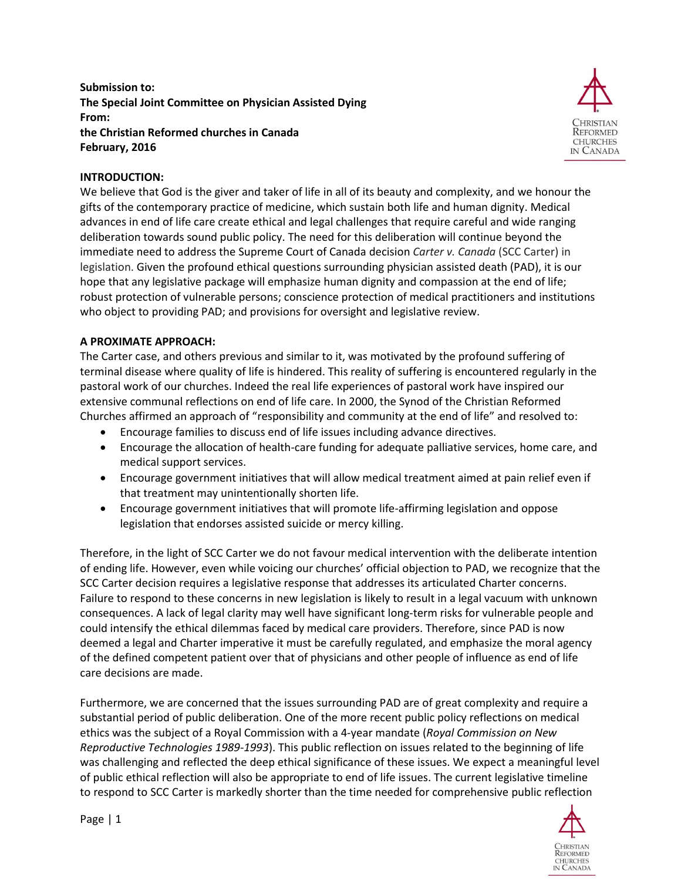**Submission to:**
**The Special Joint Committee on Physician Assisted Dying**
**From:**
**the Christian Reformed churches in Canada**
**February, 2016**

**INTRODUCTION:**

We believe that God is the giver and taker of life in all of its beauty and complexity, and we honour the gifts of the contemporary practice of medicine, which sustain both life and human dignity. Medical advances in end of life care create ethical and legal challenges that require careful and wide ranging deliberation towards sound public policy. The need for this deliberation will continue beyond the immediate need to address the Supreme Court of Canada decision *Carter v. Canada* (SCC Carter) in legislation. Given the profound ethical questions surrounding physician assisted death (PAD), it is our hope that any legislative package will emphasize human dignity and compassion at the end of life; robust protection of vulnerable persons; conscience protection of medical practitioners and institutions who object to providing PAD; and provisions for oversight and legislative review.

**A PROXIMATE APPROACH:**

The Carter case, and others previous and similar to it, was motivated by the profound suffering of terminal disease where quality of life is hindered. This reality of suffering is encountered regularly in the pastoral work of our churches. Indeed the real life experiences of pastoral work have inspired our extensive communal reflections on end of life care. In 2000, the Synod of the Christian Reformed Churches affirmed an approach of "responsibility and community at the end of life" and resolved to:

- Encourage families to discuss end of life issues including advance directives.
- Encourage the allocation of health-care funding for adequate palliative services, home care, and medical support services.
- Encourage government initiatives that will allow medical treatment aimed at pain relief even if that treatment may unintentionally shorten life.
- Encourage government initiatives that will promote life-affirming legislation and oppose legislation that endorses assisted suicide or mercy killing.

Therefore, in the light of SCC Carter we do not favour medical intervention with the deliberate intention of ending life. However, even while voicing our churches' official objection to PAD, we recognize that the SCC Carter decision requires a legislative response that addresses its articulated Charter concerns. Failure to respond to these concerns in new legislation is likely to result in a legal vacuum with unknown consequences. A lack of legal clarity may well have significant long-term risks for vulnerable people and could intensify the ethical dilemmas faced by medical care providers. Therefore, since PAD is now deemed a legal and Charter imperative it must be carefully regulated, and emphasize the moral agency of the defined competent patient over that of physicians and other people of influence as end of life care decisions are made.

Furthermore, we are concerned that the issues surrounding PAD are of great complexity and require a substantial period of public deliberation. One of the more recent public policy reflections on medical ethics was the subject of a Royal Commission with a 4-year mandate (*Royal Commission on New Reproductive Technologies 1989-1993*). This public reflection on issues related to the beginning of life was challenging and reflected the deep ethical significance of these issues. We expect a meaningful level of public ethical reflection will also be appropriate to end of life issues. The current legislative timeline to respond to SCC Carter is markedly shorter than the time needed for comprehensive public reflection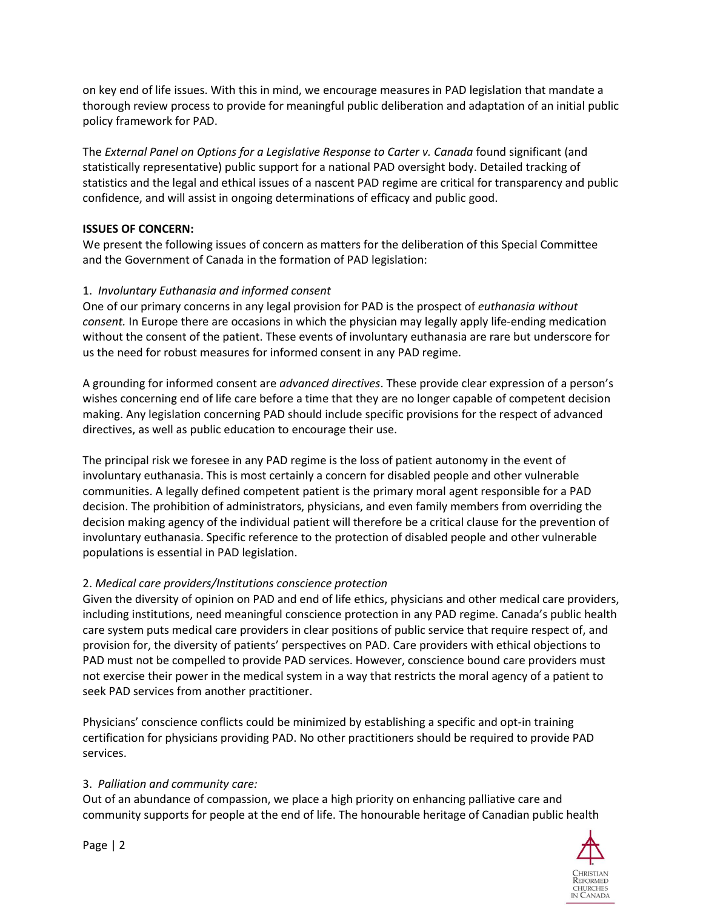on key end of life issues. With this in mind, we encourage measures in PAD legislation that mandate a thorough review process to provide for meaningful public deliberation and adaptation of an initial public policy framework for PAD.

The *External Panel on Options for a Legislative Response to Carter v. Canada* found significant (and statistically representative) public support for a national PAD oversight body. Detailed tracking of statistics and the legal and ethical issues of a nascent PAD regime are critical for transparency and public confidence, and will assist in ongoing determinations of efficacy and public good.

**ISSUES OF CONCERN:**

We present the following issues of concern as matters for the deliberation of this Special Committee and the Government of Canada in the formation of PAD legislation:

1. *Involuntary Euthanasia and informed consent*

One of our primary concerns in any legal provision for PAD is the prospect of *euthanasia without consent.* In Europe there are occasions in which the physician may legally apply life-ending medication without the consent of the patient. These events of involuntary euthanasia are rare but underscore for us the need for robust measures for informed consent in any PAD regime.

A grounding for informed consent are *advanced directives*. These provide clear expression of a person's wishes concerning end of life care before a time that they are no longer capable of competent decision making. Any legislation concerning PAD should include specific provisions for the respect of advanced directives, as well as public education to encourage their use.

The principal risk we foresee in any PAD regime is the loss of patient autonomy in the event of involuntary euthanasia. This is most certainly a concern for disabled people and other vulnerable communities. A legally defined competent patient is the primary moral agent responsible for a PAD decision. The prohibition of administrators, physicians, and even family members from overriding the decision making agency of the individual patient will therefore be a critical clause for the prevention of involuntary euthanasia. Specific reference to the protection of disabled people and other vulnerable populations is essential in PAD legislation.

2. *Medical care providers/Institutions conscience protection*

Given the diversity of opinion on PAD and end of life ethics, physicians and other medical care providers, including institutions, need meaningful conscience protection in any PAD regime. Canada's public health care system puts medical care providers in clear positions of public service that require respect of, and provision for, the diversity of patients' perspectives on PAD. Care providers with ethical objections to PAD must not be compelled to provide PAD services. However, conscience bound care providers must not exercise their power in the medical system in a way that restricts the moral agency of a patient to seek PAD services from another practitioner.

Physicians' conscience conflicts could be minimized by establishing a specific and opt-in training certification for physicians providing PAD. No other practitioners should be required to provide PAD services.

3. *Palliation and community care:*

Out of an abundance of compassion, we place a high priority on enhancing palliative care and community supports for people at the end of life. The honourable heritage of Canadian public health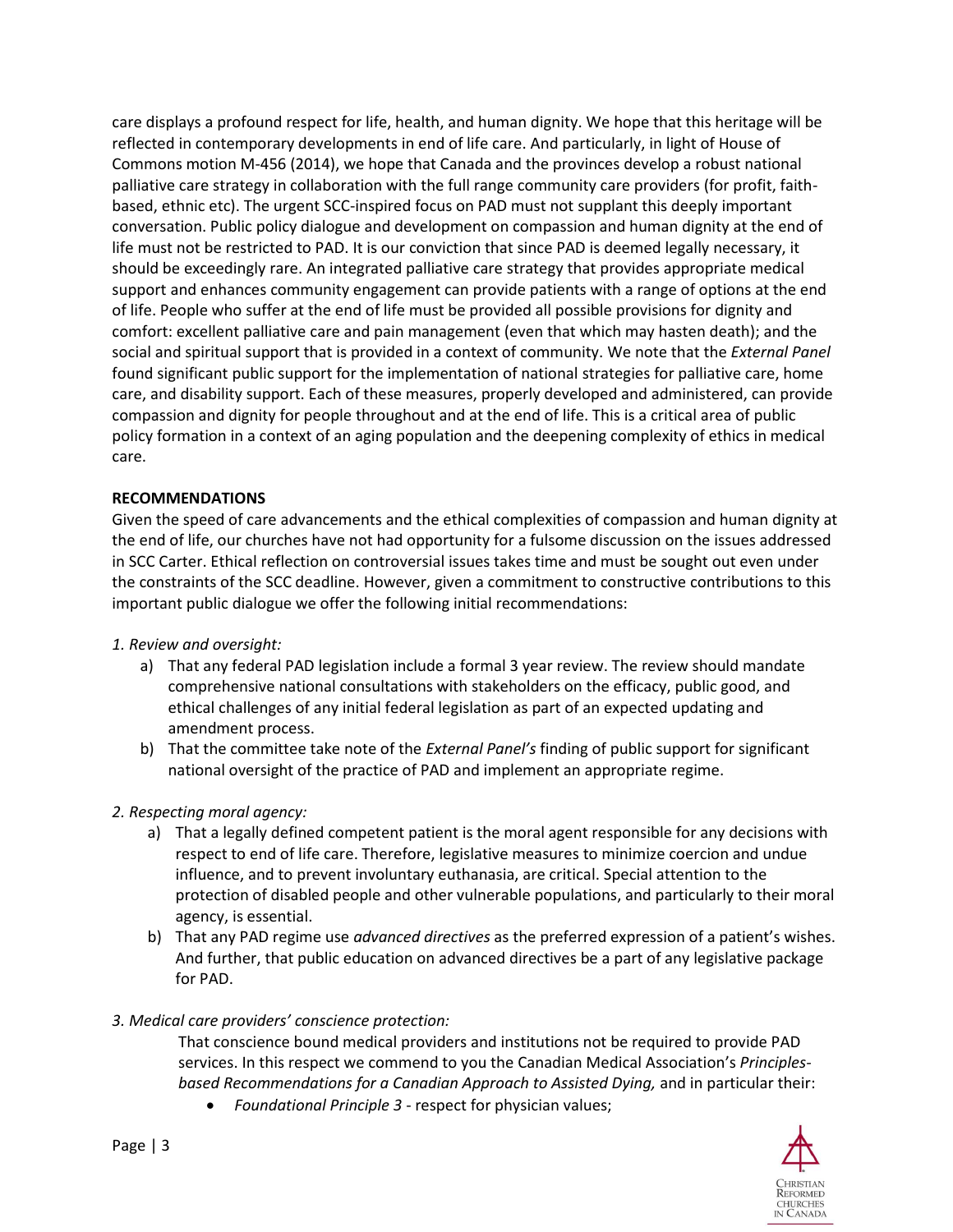care displays a profound respect for life, health, and human dignity. We hope that this heritage will be reflected in contemporary developments in end of life care. And particularly, in light of House of Commons motion M-456 (2014), we hope that Canada and the provinces develop a robust national palliative care strategy in collaboration with the full range community care providers (for profit, faith-based, ethnic etc). The urgent SCC-inspired focus on PAD must not supplant this deeply important conversation. Public policy dialogue and development on compassion and human dignity at the end of life must not be restricted to PAD. It is our conviction that since PAD is deemed legally necessary, it should be exceedingly rare. An integrated palliative care strategy that provides appropriate medical support and enhances community engagement can provide patients with a range of options at the end of life. People who suffer at the end of life must be provided all possible provisions for dignity and comfort: excellent palliative care and pain management (even that which may hasten death); and the social and spiritual support that is provided in a context of community. We note that the *External Panel* found significant public support for the implementation of national strategies for palliative care, home care, and disability support. Each of these measures, properly developed and administered, can provide compassion and dignity for people throughout and at the end of life. This is a critical area of public policy formation in a context of an aging population and the deepening complexity of ethics in medical care.

**RECOMMENDATIONS**

Given the speed of care advancements and the ethical complexities of compassion and human dignity at the end of life, our churches have not had opportunity for a fulsome discussion on the issues addressed in SCC Carter. Ethical reflection on controversial issues takes time and must be sought out even under the constraints of the SCC deadline. However, given a commitment to constructive contributions to this important public dialogue we offer the following initial recommendations:

*1. Review and oversight:*

a) That any federal PAD legislation include a formal 3 year review. The review should mandate comprehensive national consultations with stakeholders on the efficacy, public good, and ethical challenges of any initial federal legislation as part of an expected updating and amendment process.

b) That the committee take note of the *External Panel's* finding of public support for significant national oversight of the practice of PAD and implement an appropriate regime.

*2. Respecting moral agency:*

a) That a legally defined competent patient is the moral agent responsible for any decisions with respect to end of life care. Therefore, legislative measures to minimize coercion and undue influence, and to prevent involuntary euthanasia, are critical. Special attention to the protection of disabled people and other vulnerable populations, and particularly to their moral agency, is essential.

b) That any PAD regime use *advanced directives* as the preferred expression of a patient's wishes. And further, that public education on advanced directives be a part of any legislative package for PAD.

*3. Medical care providers' conscience protection:*

That conscience bound medical providers and institutions not be required to provide PAD services. In this respect we commend to you the Canadian Medical Association's *Principles-based Recommendations for a Canadian Approach to Assisted Dying,* and in particular their:

- *Foundational Principle 3* - respect for physician values;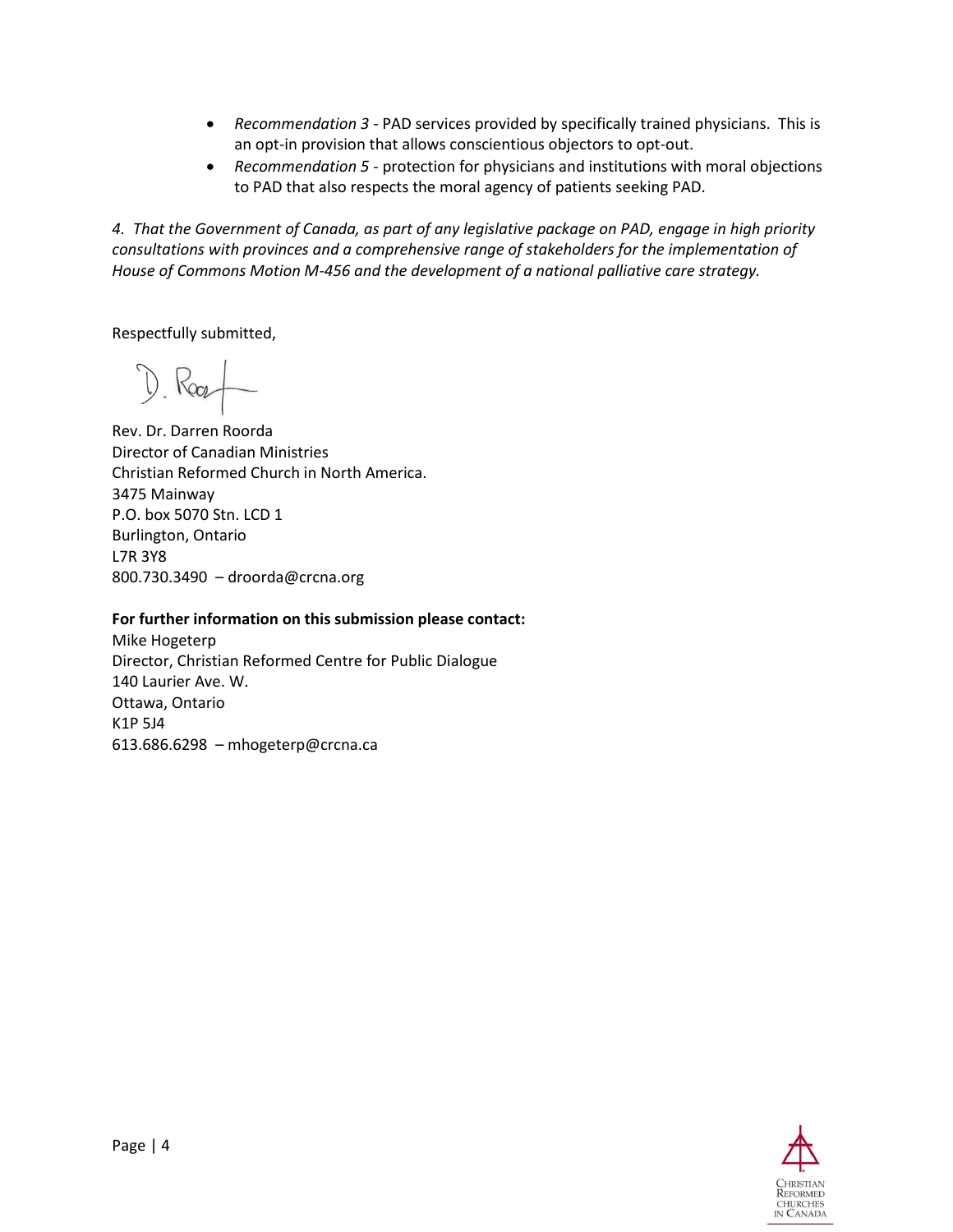- *Recommendation 3* - PAD services provided by specifically trained physicians. This is an opt-in provision that allows conscientious objectors to opt-out.
- *Recommendation 5* - protection for physicians and institutions with moral objections to PAD that also respects the moral agency of patients seeking PAD.

*4. That the Government of Canada, as part of any legislative package on PAD, engage in high priority consultations with provinces and a comprehensive range of stakeholders for the implementation of House of Commons Motion M-456 and the development of a national palliative care strategy.*

Respectfully submitted,

D. Roorda

Rev. Dr. Darren Roorda
Director of Canadian Ministries
Christian Reformed Church in North America.
3475 Mainway
P.O. box 5070 Stn. LCD 1
Burlington, Ontario
L7R 3Y8
800.730.3490 – droorda@crcna.org

**For further information on this submission please contact:**
Mike Hogeterp
Director, Christian Reformed Centre for Public Dialogue
140 Laurier Ave. W.
Ottawa, Ontario
K1P 5J4
613.686.6298 – mhogeterp@crcna.ca

Christian Reformed Churches in Canada